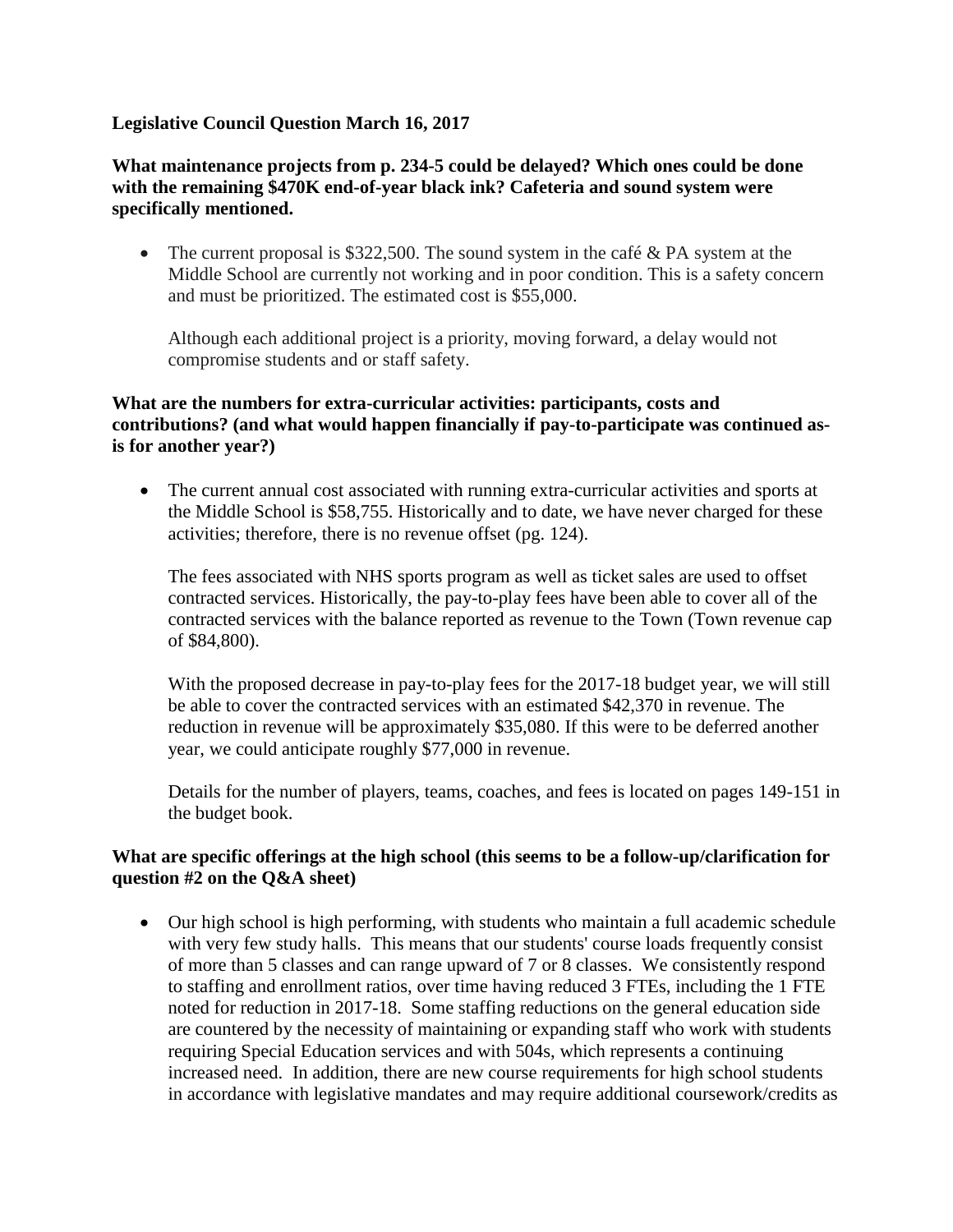**Legislative Council Question March 16, 2017**

**What maintenance projects from p. 234-5 could be delayed? Which ones could be done with the remaining $470K end-of-year black ink? Cafeteria and sound system were specifically mentioned.**

- The current proposal is $322,500. The sound system in the café & PA system at the Middle School are currently not working and in poor condition. This is a safety concern and must be prioritized. The estimated cost is $55,000.

  Although each additional project is a priority, moving forward, a delay would not compromise students and or staff safety.

**What are the numbers for extra-curricular activities: participants, costs and contributions? (and what would happen financially if pay-to-participate was continued as-is for another year?)**

- The current annual cost associated with running extra-curricular activities and sports at the Middle School is $58,755. Historically and to date, we have never charged for these activities; therefore, there is no revenue offset (pg. 124).

  The fees associated with NHS sports program as well as ticket sales are used to offset contracted services. Historically, the pay-to-play fees have been able to cover all of the contracted services with the balance reported as revenue to the Town (Town revenue cap of $84,800).

  With the proposed decrease in pay-to-play fees for the 2017-18 budget year, we will still be able to cover the contracted services with an estimated $42,370 in revenue. The reduction in revenue will be approximately $35,080. If this were to be deferred another year, we could anticipate roughly $77,000 in revenue.

  Details for the number of players, teams, coaches, and fees is located on pages 149-151 in the budget book.

**What are specific offerings at the high school (this seems to be a follow-up/clarification for question #2 on the Q&A sheet)**

- Our high school is high performing, with students who maintain a full academic schedule with very few study halls. This means that our students' course loads frequently consist of more than 5 classes and can range upward of 7 or 8 classes. We consistently respond to staffing and enrollment ratios, over time having reduced 3 FTEs, including the 1 FTE noted for reduction in 2017-18. Some staffing reductions on the general education side are countered by the necessity of maintaining or expanding staff who work with students requiring Special Education services and with 504s, which represents a continuing increased need. In addition, there are new course requirements for high school students in accordance with legislative mandates and may require additional coursework/credits as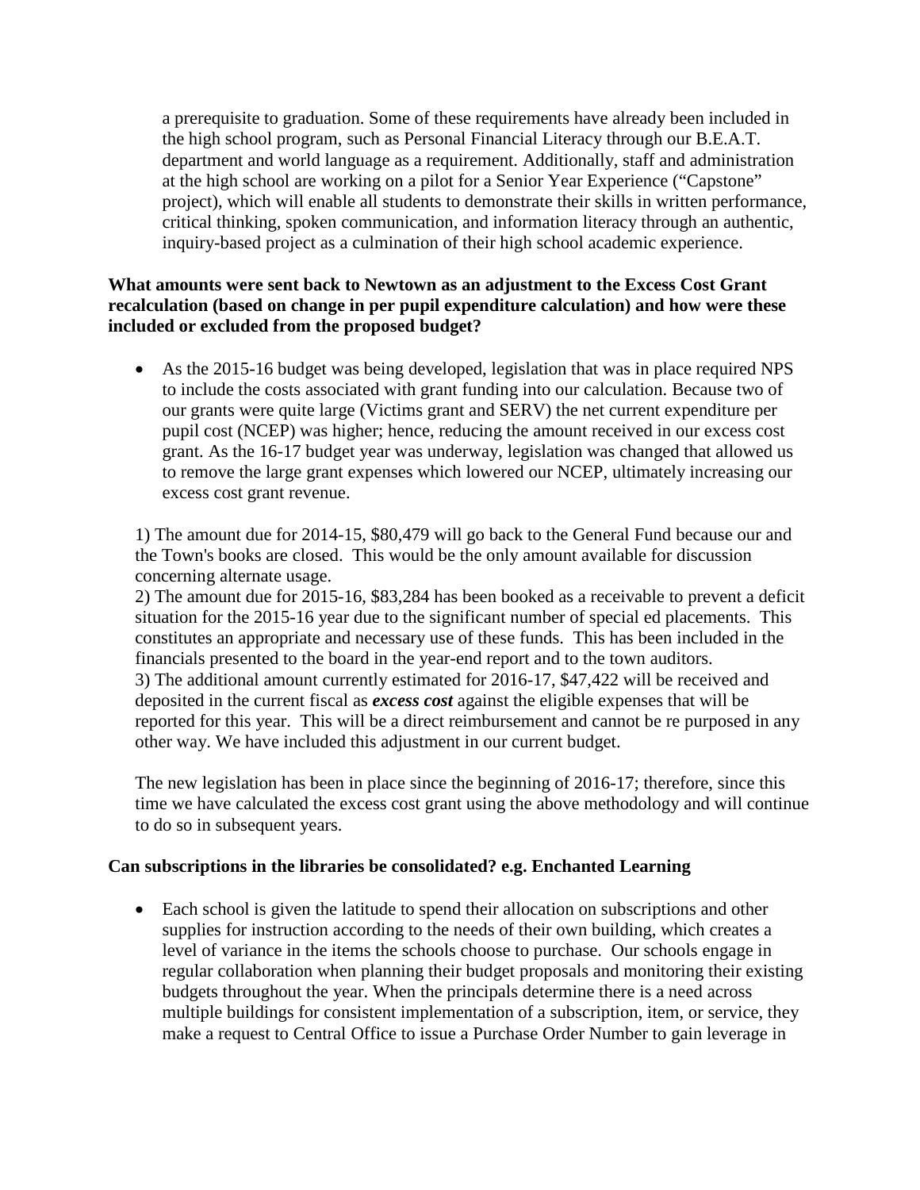a prerequisite to graduation. Some of these requirements have already been included in the high school program, such as Personal Financial Literacy through our B.E.A.T. department and world language as a requirement. Additionally, staff and administration at the high school are working on a pilot for a Senior Year Experience ("Capstone" project), which will enable all students to demonstrate their skills in written performance, critical thinking, spoken communication, and information literacy through an authentic, inquiry-based project as a culmination of their high school academic experience.

**What amounts were sent back to Newtown as an adjustment to the Excess Cost Grant recalculation (based on change in per pupil expenditure calculation) and how were these included or excluded from the proposed budget?**

- As the 2015-16 budget was being developed, legislation that was in place required NPS to include the costs associated with grant funding into our calculation. Because two of our grants were quite large (Victims grant and SERV) the net current expenditure per pupil cost (NCEP) was higher; hence, reducing the amount received in our excess cost grant. As the 16-17 budget year was underway, legislation was changed that allowed us to remove the large grant expenses which lowered our NCEP, ultimately increasing our excess cost grant revenue.

1) The amount due for 2014-15, $80,479 will go back to the General Fund because our and the Town's books are closed. This would be the only amount available for discussion concerning alternate usage.
2) The amount due for 2015-16, $83,284 has been booked as a receivable to prevent a deficit situation for the 2015-16 year due to the significant number of special ed placements. This constitutes an appropriate and necessary use of these funds. This has been included in the financials presented to the board in the year-end report and to the town auditors.
3) The additional amount currently estimated for 2016-17, $47,422 will be received and deposited in the current fiscal as ***excess cost*** against the eligible expenses that will be reported for this year. This will be a direct reimbursement and cannot be re purposed in any other way. We have included this adjustment in our current budget.

The new legislation has been in place since the beginning of 2016-17; therefore, since this time we have calculated the excess cost grant using the above methodology and will continue to do so in subsequent years.

**Can subscriptions in the libraries be consolidated? e.g. Enchanted Learning**

- Each school is given the latitude to spend their allocation on subscriptions and other supplies for instruction according to the needs of their own building, which creates a level of variance in the items the schools choose to purchase. Our schools engage in regular collaboration when planning their budget proposals and monitoring their existing budgets throughout the year. When the principals determine there is a need across multiple buildings for consistent implementation of a subscription, item, or service, they make a request to Central Office to issue a Purchase Order Number to gain leverage in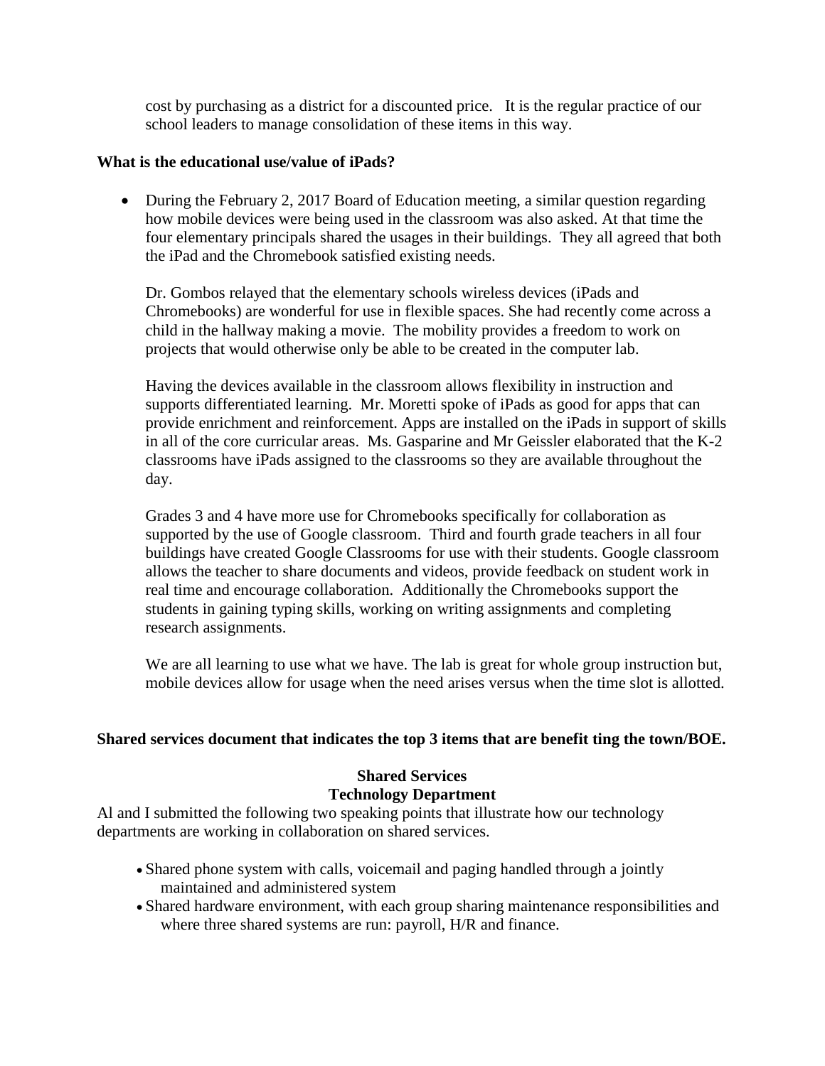cost by purchasing as a district for a discounted price. It is the regular practice of our school leaders to manage consolidation of these items in this way.

**What is the educational use/value of iPads?**

- During the February 2, 2017 Board of Education meeting, a similar question regarding how mobile devices were being used in the classroom was also asked. At that time the four elementary principals shared the usages in their buildings. They all agreed that both the iPad and the Chromebook satisfied existing needs.

  Dr. Gombos relayed that the elementary schools wireless devices (iPads and Chromebooks) are wonderful for use in flexible spaces. She had recently come across a child in the hallway making a movie. The mobility provides a freedom to work on projects that would otherwise only be able to be created in the computer lab.

  Having the devices available in the classroom allows flexibility in instruction and supports differentiated learning. Mr. Moretti spoke of iPads as good for apps that can provide enrichment and reinforcement. Apps are installed on the iPads in support of skills in all of the core curricular areas. Ms. Gasparine and Mr Geissler elaborated that the K-2 classrooms have iPads assigned to the classrooms so they are available throughout the day.

  Grades 3 and 4 have more use for Chromebooks specifically for collaboration as supported by the use of Google classroom. Third and fourth grade teachers in all four buildings have created Google Classrooms for use with their students. Google classroom allows the teacher to share documents and videos, provide feedback on student work in real time and encourage collaboration. Additionally the Chromebooks support the students in gaining typing skills, working on writing assignments and completing research assignments.

  We are all learning to use what we have. The lab is great for whole group instruction but, mobile devices allow for usage when the need arises versus when the time slot is allotted.

**Shared services document that indicates the top 3 items that are benefit ting the town/BOE.**

**Shared Services**
**Technology Department**

Al and I submitted the following two speaking points that illustrate how our technology departments are working in collaboration on shared services.

- Shared phone system with calls, voicemail and paging handled through a jointly maintained and administered system
- Shared hardware environment, with each group sharing maintenance responsibilities and where three shared systems are run: payroll, H/R and finance.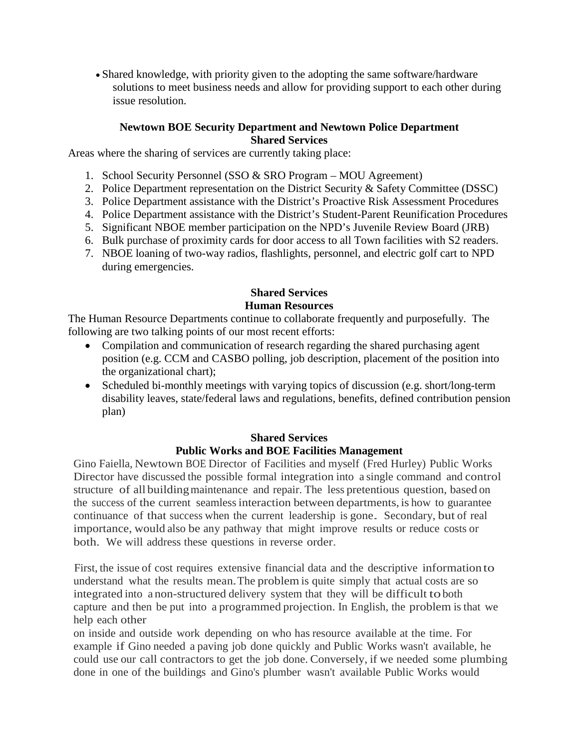- Shared knowledge, with priority given to the adopting the same software/hardware solutions to meet business needs and allow for providing support to each other during issue resolution.

**Newtown BOE Security Department and Newtown Police Department Shared Services**

Areas where the sharing of services are currently taking place:

1. School Security Personnel (SSO & SRO Program – MOU Agreement)
2. Police Department representation on the District Security & Safety Committee (DSSC)
3. Police Department assistance with the District's Proactive Risk Assessment Procedures
4. Police Department assistance with the District's Student-Parent Reunification Procedures
5. Significant NBOE member participation on the NPD's Juvenile Review Board (JRB)
6. Bulk purchase of proximity cards for door access to all Town facilities with S2 readers.
7. NBOE loaning of two-way radios, flashlights, personnel, and electric golf cart to NPD during emergencies.

**Shared Services**
**Human Resources**

The Human Resource Departments continue to collaborate frequently and purposefully. The following are two talking points of our most recent efforts:

- Compilation and communication of research regarding the shared purchasing agent position (e.g. CCM and CASBO polling, job description, placement of the position into the organizational chart);
- Scheduled bi-monthly meetings with varying topics of discussion (e.g. short/long-term disability leaves, state/federal laws and regulations, benefits, defined contribution pension plan)

**Shared Services**
**Public Works and BOE Facilities Management**

Gino Faiella, Newtown BOE Director of Facilities and myself (Fred Hurley) Public Works Director have discussed the possible formal integration into a single command and control structure of all building maintenance and repair. The less pretentious question, based on the success of the current seamless interaction between departments, is how to guarantee continuance of that success when the current leadership is gone. Secondary, but of real importance, would also be any pathway that might improve results or reduce costs or both. We will address these questions in reverse order.

First, the issue of cost requires extensive financial data and the descriptive information to understand what the results mean. The problem is quite simply that actual costs are so integrated into a non-structured delivery system that they will be difficult to both capture and then be put into a programmed projection. In English, the problem is that we help each other
on inside and outside work depending on who has resource available at the time. For example if Gino needed a paving job done quickly and Public Works wasn't available, he could use our call contractors to get the job done. Conversely, if we needed some plumbing done in one of the buildings and Gino's plumber wasn't available Public Works would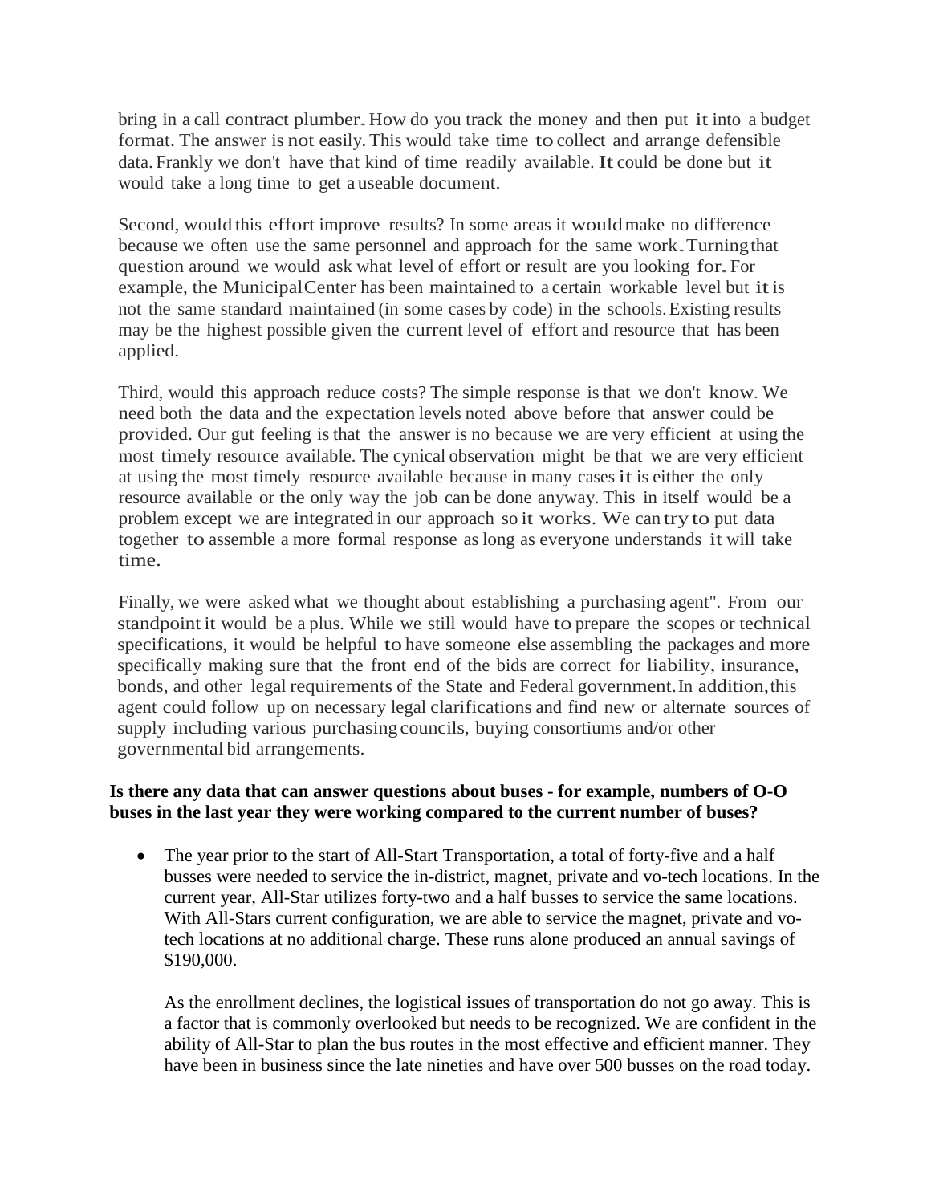bring in a call contract plumber. How do you track the money and then put it into a budget format. The answer is not easily. This would take time to collect and arrange defensible data. Frankly we don't have that kind of time readily available. It could be done but it would take a long time to get a useable document.

Second, would this effort improve results? In some areas it would make no difference because we often use the same personnel and approach for the same work. Turning that question around we would ask what level of effort or result are you looking for. For example, the Municipal Center has been maintained to a certain workable level but it is not the same standard maintained (in some cases by code) in the schools. Existing results may be the highest possible given the current level of effort and resource that has been applied.

Third, would this approach reduce costs? The simple response is that we don't know. We need both the data and the expectation levels noted above before that answer could be provided. Our gut feeling is that the answer is no because we are very efficient at using the most timely resource available. The cynical observation might be that we are very efficient at using the most timely resource available because in many cases it is either the only resource available or the only way the job can be done anyway. This in itself would be a problem except we are integrated in our approach so it works. We can try to put data together to assemble a more formal response as long as everyone understands it will take time.

Finally, we were asked what we thought about establishing a purchasing agent". From our standpoint it would be a plus. While we still would have to prepare the scopes or technical specifications, it would be helpful to have someone else assembling the packages and more specifically making sure that the front end of the bids are correct for liability, insurance, bonds, and other legal requirements of the State and Federal government. In addition, this agent could follow up on necessary legal clarifications and find new or alternate sources of supply including various purchasing councils, buying consortiums and/or other governmental bid arrangements.

**Is there any data that can answer questions about buses - for example, numbers of O-O buses in the last year they were working compared to the current number of buses?**

- The year prior to the start of All-Start Transportation, a total of forty-five and a half busses were needed to service the in-district, magnet, private and vo-tech locations. In the current year, All-Star utilizes forty-two and a half busses to service the same locations. With All-Stars current configuration, we are able to service the magnet, private and vo-tech locations at no additional charge. These runs alone produced an annual savings of $190,000.

  As the enrollment declines, the logistical issues of transportation do not go away. This is a factor that is commonly overlooked but needs to be recognized. We are confident in the ability of All-Star to plan the bus routes in the most effective and efficient manner. They have been in business since the late nineties and have over 500 busses on the road today.